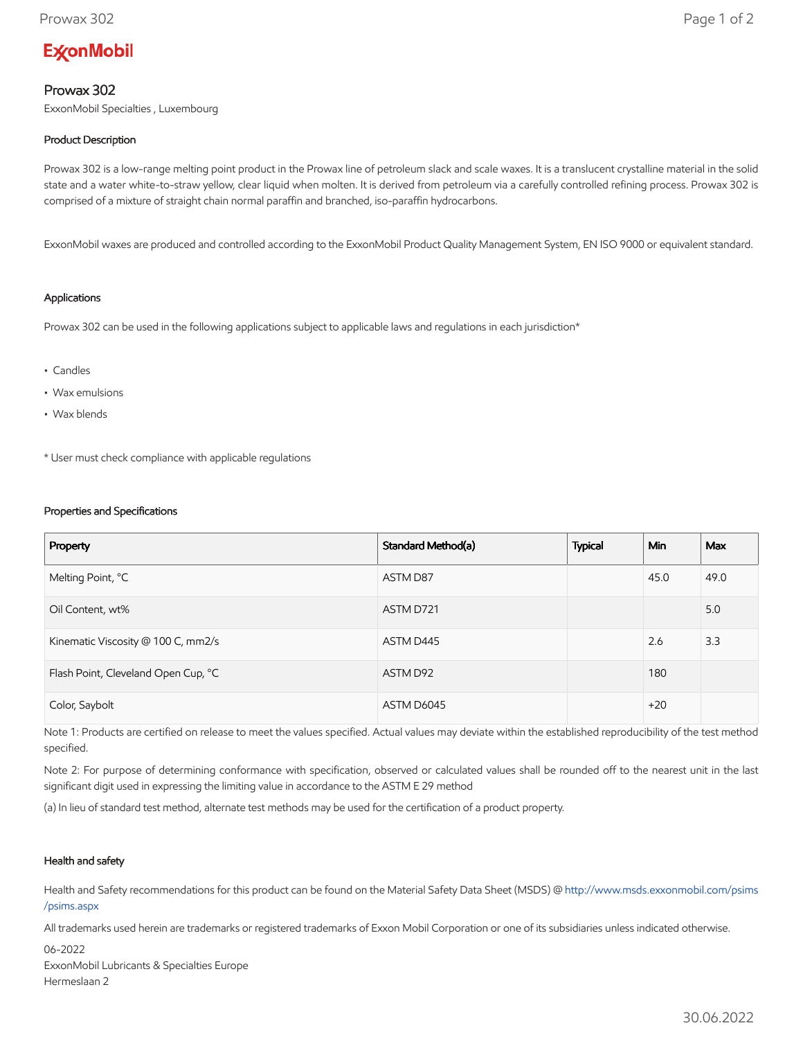**ExxonMobil**

# Prowax 302

ExxonMobil Specialties , Luxembourg

## Product Description

Prowax 302 is a low-range melting point product in the Prowax line of petroleum slack and scale waxes. It is a translucent crystalline material in the solid state and a water white-to-straw yellow, clear liquid when molten. It is derived from petroleum via a carefully controlled refining process. Prowax 302 is comprised of a mixture of straight chain normal paraffin and branched, iso-paraffin hydrocarbons.

ExxonMobil waxes are produced and controlled according to the ExxonMobil Product Quality Management System, EN ISO 9000 or equivalent standard.

## Applications

Prowax 302 can be used in the following applications subject to applicable laws and regulations in each jurisdiction*

- Candles
- Wax emulsions
- Wax blends

* User must check compliance with applicable regulations

## Properties and Specifications

| Property | Standard Method(a) | Typical | Min | Max |
|---|---|---|---|---|
| Melting Point, °C | ASTM D87 | | 45.0 | 49.0 |
| Oil Content, wt% | ASTM D721 | | | 5.0 |
| Kinematic Viscosity @ 100 C, mm2/s | ASTM D445 | | 2.6 | 3.3 |
| Flash Point, Cleveland Open Cup, °C | ASTM D92 | | 180 | |
| Color, Saybolt | ASTM D6045 | | +20 | |

Note 1: Products are certified on release to meet the values specified. Actual values may deviate within the established reproducibility of the test method specified.

Note 2: For purpose of determining conformance with specification, observed or calculated values shall be rounded off to the nearest unit in the last significant digit used in expressing the limiting value in accordance to the ASTM E 29 method

(a) In lieu of standard test method, alternate test methods may be used for the certification of a product property.

## Health and safety

Health and Safety recommendations for this product can be found on the Material Safety Data Sheet (MSDS) @ http://www.msds.exxonmobil.com/psims/psims.aspx

All trademarks used herein are trademarks or registered trademarks of Exxon Mobil Corporation or one of its subsidiaries unless indicated otherwise.

06-2022
ExxonMobil Lubricants & Specialties Europe
Hermeslaan 2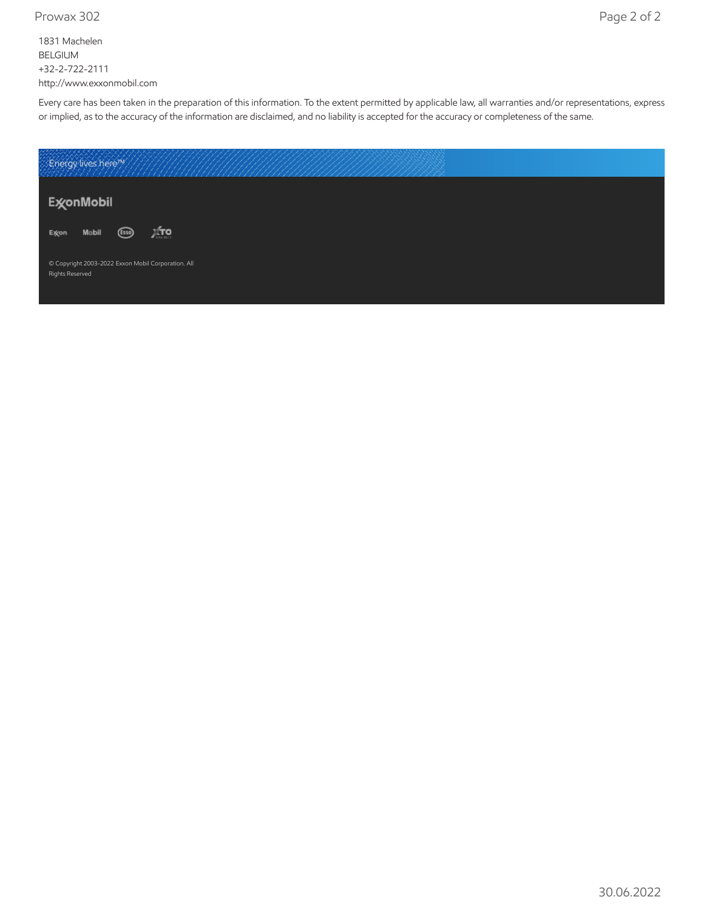1831 Machelen
BELGIUM
+32-2-722-2111
http://www.exxonmobil.com

Every care has been taken in the preparation of this information. To the extent permitted by applicable law, all warranties and/or representations, express or implied, as to the accuracy of the information are disclaimed, and no liability is accepted for the accuracy or completeness of the same.

Energy lives here™

ExxonMobil

© Copyright 2003-2022 Exxon Mobil Corporation. All Rights Reserved